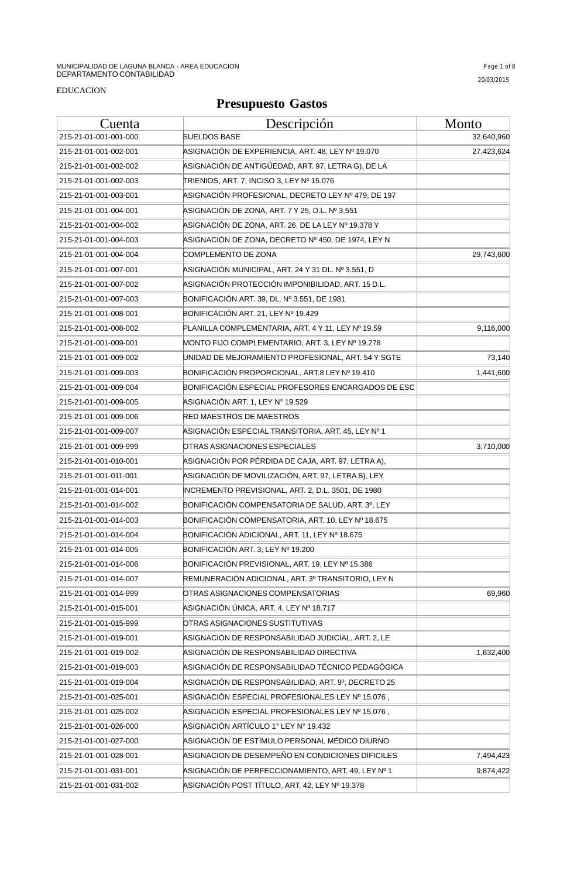MUNICIPALIDAD DE LAGUNA BLANCA - AREA EDUCACION
DEPARTAMENTO CONTABILIDAD

20/03/2015

EDUCACION

# Presupuesto Gastos

| Cuenta | Descripción | Monto |
|---|---|---|
| 215-21-01-001-001-000 | SUELDOS BASE | 32,640,960 |
| 215-21-01-001-002-001 | ASIGNACIÓN DE EXPERIENCIA, ART. 48, LEY Nº 19.070 | 27,423,624 |
| 215-21-01-001-002-002 | ASIGNACIÓN DE ANTIGÜEDAD, ART. 97, LETRA G), DE LA | |
| 215-21-01-001-002-003 | TRIENIOS, ART. 7, INCISO 3, LEY Nº 15.076 | |
| 215-21-01-001-003-001 | ASIGNACIÓN PROFESIONAL, DECRETO LEY Nº 479, DE 197 | |
| 215-21-01-001-004-001 | ASIGNACIÓN DE ZONA, ART. 7 Y 25, D.L. Nº 3.551 | |
| 215-21-01-001-004-002 | ASIGNACIÓN DE ZONA, ART. 26, DE LA LEY Nº 19.378 Y | |
| 215-21-01-001-004-003 | ASIGNACIÓN DE ZONA, DECRETO Nº 450, DE 1974, LEY N | |
| 215-21-01-001-004-004 | COMPLEMENTO DE ZONA | 29,743,600 |
| 215-21-01-001-007-001 | ASIGNACIÓN MUNICIPAL, ART. 24 Y 31 DL. Nº 3.551, D | |
| 215-21-01-001-007-002 | ASIGNACIÓN PROTECCIÓN IMPONIBILIDAD, ART. 15 D.L. | |
| 215-21-01-001-007-003 | BONIFICACIÓN ART. 39, DL. Nº 3.551, DE 1981 | |
| 215-21-01-001-008-001 | BONIFICACIÓN ART. 21, LEY Nº 19.429 | |
| 215-21-01-001-008-002 | PLANILLA COMPLEMENTARIA, ART. 4 Y 11, LEY Nº 19.59 | 9,116,000 |
| 215-21-01-001-009-001 | MONTO FIJO COMPLEMENTARIO, ART. 3, LEY Nº 19.278 | |
| 215-21-01-001-009-002 | UNIDAD DE MEJORAMIENTO PROFESIONAL, ART. 54 Y SGTE | 73,140 |
| 215-21-01-001-009-003 | BONIFICACIÓN PROPORCIONAL, ART.8 LEY Nº 19.410 | 1,441,600 |
| 215-21-01-001-009-004 | BONIFICACIÓN ESPECIAL PROFESORES ENCARGADOS DE ESC | |
| 215-21-01-001-009-005 | ASIGNACIÓN ART. 1, LEY N° 19.529 | |
| 215-21-01-001-009-006 | RED MAESTROS DE MAESTROS | |
| 215-21-01-001-009-007 | ASIGNACIÓN ESPECIAL TRANSITORIA, ART. 45, LEY Nº 1 | |
| 215-21-01-001-009-999 | OTRAS ASIGNACIONES ESPECIALES | 3,710,000 |
| 215-21-01-001-010-001 | ASIGNACIÓN POR PÉRDIDA DE CAJA, ART. 97, LETRA A), | |
| 215-21-01-001-011-001 | ASIGNACIÓN DE MOVILIZACIÓN, ART. 97, LETRA B), LEY | |
| 215-21-01-001-014-001 | INCREMENTO PREVISIONAL, ART. 2, D.L. 3501, DE 1980 | |
| 215-21-01-001-014-002 | BONIFICACIÓN COMPENSATORIA DE SALUD, ART. 3º, LEY | |
| 215-21-01-001-014-003 | BONIFICACIÓN COMPENSATORIA, ART. 10, LEY Nº 18.675 | |
| 215-21-01-001-014-004 | BONIFICACIÓN ADICIONAL, ART. 11, LEY Nº 18.675 | |
| 215-21-01-001-014-005 | BONIFICACIÓN ART. 3, LEY Nº 19.200 | |
| 215-21-01-001-014-006 | BONIFICACIÓN PREVISIONAL, ART. 19, LEY Nº 15.386 | |
| 215-21-01-001-014-007 | REMUNERACIÓN ADICIONAL, ART. 3º TRANSITORIO, LEY N | |
| 215-21-01-001-014-999 | OTRAS ASIGNACIONES COMPENSATORIAS | 69,960 |
| 215-21-01-001-015-001 | ASIGNACIÓN ÚNICA, ART. 4, LEY Nº 18.717 | |
| 215-21-01-001-015-999 | OTRAS ASIGNACIONES SUSTITUTIVAS | |
| 215-21-01-001-019-001 | ASIGNACIÓN DE RESPONSABILIDAD JUDICIAL, ART. 2, LE | |
| 215-21-01-001-019-002 | ASIGNACIÓN DE RESPONSABILIDAD DIRECTIVA | 1,632,400 |
| 215-21-01-001-019-003 | ASIGNACIÓN DE RESPONSABILIDAD TÉCNICO PEDAGÓGICA | |
| 215-21-01-001-019-004 | ASIGNACIÓN DE RESPONSABILIDAD, ART. 9º, DECRETO 25 | |
| 215-21-01-001-025-001 | ASIGNACIÓN ESPECIAL PROFESIONALES LEY Nº 15.076 , | |
| 215-21-01-001-025-002 | ASIGNACIÓN ESPECIAL PROFESIONALES LEY Nº 15.076 , | |
| 215-21-01-001-026-000 | ASIGNACIÓN ARTÍCULO 1° LEY N° 19.432 | |
| 215-21-01-001-027-000 | ASIGNACIÓN DE ESTÍMULO PERSONAL MÉDICO DIURNO | |
| 215-21-01-001-028-001 | ASIGNACION DE DESEMPEÑO EN CONDICIONES DIFICILES | 7,494,423 |
| 215-21-01-001-031-001 | ASIGNACIÓN DE PERFECCIONAMIENTO, ART. 49, LEY Nº 1 | 9,874,422 |
| 215-21-01-001-031-002 | ASIGNACIÓN POST TÍTULO, ART. 42, LEY Nº 19.378 | |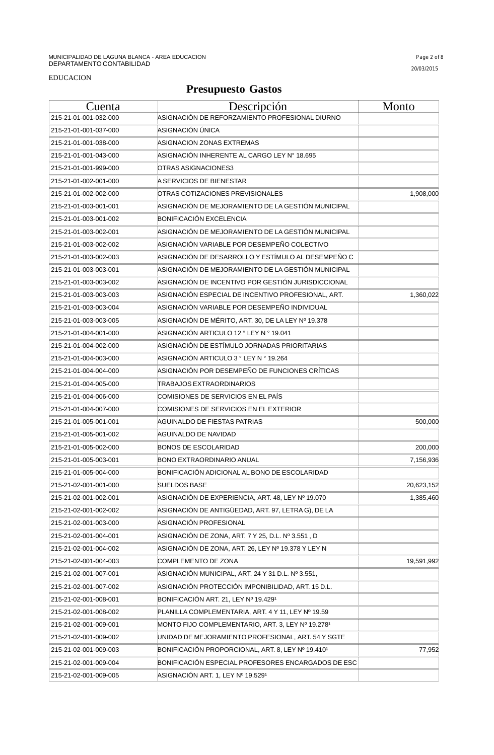MUNICIPALIDAD DE LAGUNA BLANCA - AREA EDUCACION
DEPARTAMENTO CONTABILIDAD

20/03/2015

EDUCACION

# Presupuesto Gastos

| Cuenta | Descripción | Monto |
|---|---|---|
| 215-21-01-001-032-000 | ASIGNACIÓN DE REFORZAMIENTO PROFESIONAL DIURNO | |
| 215-21-01-001-037-000 | ASIGNACIÓN ÚNICA | |
| 215-21-01-001-038-000 | ASIGNACION ZONAS EXTREMAS | |
| 215-21-01-001-043-000 | ASIGNACIÓN INHERENTE AL CARGO LEY N° 18.695 | |
| 215-21-01-001-999-000 | OTRAS ASIGNACIONES3 | |
| 215-21-01-002-001-000 | A SERVICIOS DE BIENESTAR | |
| 215-21-01-002-002-000 | OTRAS COTIZACIONES PREVISIONALES | 1,908,000 |
| 215-21-01-003-001-001 | ASIGNACIÓN DE MEJORAMIENTO DE LA GESTIÓN MUNICIPAL | |
| 215-21-01-003-001-002 | BONIFICACIÓN EXCELENCIA | |
| 215-21-01-003-002-001 | ASIGNACIÓN DE MEJORAMIENTO DE LA GESTIÓN MUNICIPAL | |
| 215-21-01-003-002-002 | ASIGNACIÓN VARIABLE POR DESEMPEÑO COLECTIVO | |
| 215-21-01-003-002-003 | ASIGNACIÓN DE DESARROLLO Y ESTÍMULO AL DESEMPEÑO C | |
| 215-21-01-003-003-001 | ASIGNACIÓN DE MEJORAMIENTO DE LA GESTIÓN MUNICIPAL | |
| 215-21-01-003-003-002 | ASIGNACIÓN DE INCENTIVO POR GESTIÓN JURISDICCIONAL | |
| 215-21-01-003-003-003 | ASIGNACIÓN ESPECIAL DE INCENTIVO PROFESIONAL, ART. | 1,360,022 |
| 215-21-01-003-003-004 | ASIGNACIÓN VARIABLE POR DESEMPEÑO INDIVIDUAL | |
| 215-21-01-003-003-005 | ASIGNACIÓN DE MÉRITO, ART. 30, DE LA LEY Nº 19.378 | |
| 215-21-01-004-001-000 | ASIGNACIÓN ARTICULO 12 ° LEY N ° 19.041 | |
| 215-21-01-004-002-000 | ASIGNACIÓN DE ESTÍMULO JORNADAS PRIORITARIAS | |
| 215-21-01-004-003-000 | ASIGNACIÓN ARTICULO 3 ° LEY N ° 19.264 | |
| 215-21-01-004-004-000 | ASIGNACIÓN POR DESEMPEÑO DE FUNCIONES CRÍTICAS | |
| 215-21-01-004-005-000 | TRABAJOS EXTRAORDINARIOS | |
| 215-21-01-004-006-000 | COMISIONES DE SERVICIOS EN EL PAÍS | |
| 215-21-01-004-007-000 | COMISIONES DE SERVICIOS EN EL EXTERIOR | |
| 215-21-01-005-001-001 | AGUINALDO DE FIESTAS PATRIAS | 500,000 |
| 215-21-01-005-001-002 | AGUINALDO DE NAVIDAD | |
| 215-21-01-005-002-000 | BONOS DE ESCOLARIDAD | 200,000 |
| 215-21-01-005-003-001 | BONO EXTRAORDINARIO ANUAL | 7,156,936 |
| 215-21-01-005-004-000 | BONIFICACIÓN ADICIONAL AL BONO DE ESCOLARIDAD | |
| 215-21-02-001-001-000 | SUELDOS BASE | 20,623,152 |
| 215-21-02-001-002-001 | ASIGNACIÓN DE EXPERIENCIA, ART. 48, LEY Nº 19.070 | 1,385,460 |
| 215-21-02-001-002-002 | ASIGNACIÓN DE ANTIGÜEDAD, ART. 97, LETRA G), DE LA | |
| 215-21-02-001-003-000 | ASIGNACIÓN PROFESIONAL | |
| 215-21-02-001-004-001 | ASIGNACIÓN DE ZONA, ART. 7 Y 25, D.L. Nº 3.551 , D | |
| 215-21-02-001-004-002 | ASIGNACIÓN DE ZONA, ART. 26, LEY Nº 19.378 Y LEY N | |
| 215-21-02-001-004-003 | COMPLEMENTO DE ZONA | 19,591,992 |
| 215-21-02-001-007-001 | ASIGNACIÓN MUNICIPAL, ART. 24 Y 31 D.L. Nº 3.551, | |
| 215-21-02-001-007-002 | ASIGNACIÓN PROTECCIÓN IMPONIBILIDAD, ART. 15 D.L. | |
| 215-21-02-001-008-001 | BONIFICACIÓN ART. 21, LEY Nº 19.429¹ | |
| 215-21-02-001-008-002 | PLANILLA COMPLEMENTARIA, ART. 4 Y 11, LEY Nº 19.59 | |
| 215-21-02-001-009-001 | MONTO FIJO COMPLEMENTARIO, ART. 3, LEY Nº 19.278¹ | |
| 215-21-02-001-009-002 | UNIDAD DE MEJORAMIENTO PROFESIONAL, ART. 54 Y SGTE | |
| 215-21-02-001-009-003 | BONIFICACIÓN PROPORCIONAL, ART. 8, LEY Nº 19.410¹ | 77,952 |
| 215-21-02-001-009-004 | BONIFICACIÓN ESPECIAL PROFESORES ENCARGADOS DE ESC | |
| 215-21-02-001-009-005 | ASIGNACIÓN ART. 1, LEY Nº 19.529¹ | |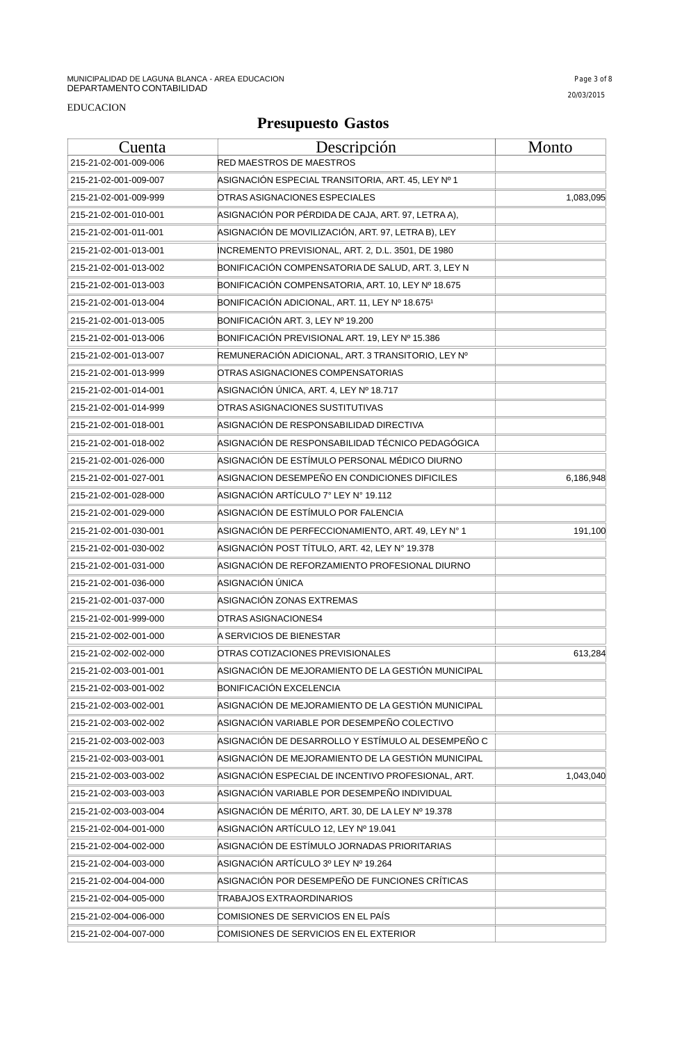MUNICIPALIDAD DE LAGUNA BLANCA - AREA EDUCACION
DEPARTAMENTO CONTABILIDAD

20/03/2015

EDUCACION

# Presupuesto Gastos

| Cuenta | Descripción | Monto |
|---|---|---|
| 215-21-02-001-009-006 | RED MAESTROS DE MAESTROS | |
| 215-21-02-001-009-007 | ASIGNACIÓN ESPECIAL TRANSITORIA, ART. 45, LEY Nº 1 | |
| 215-21-02-001-009-999 | OTRAS ASIGNACIONES ESPECIALES | 1,083,095 |
| 215-21-02-001-010-001 | ASIGNACIÓN POR PÉRDIDA DE CAJA, ART. 97, LETRA A), | |
| 215-21-02-001-011-001 | ASIGNACIÓN DE MOVILIZACIÓN, ART. 97, LETRA B), LEY | |
| 215-21-02-001-013-001 | INCREMENTO PREVISIONAL, ART. 2, D.L. 3501, DE 1980 | |
| 215-21-02-001-013-002 | BONIFICACIÓN COMPENSATORIA DE SALUD, ART. 3, LEY N | |
| 215-21-02-001-013-003 | BONIFICACIÓN COMPENSATORIA, ART. 10, LEY Nº 18.675 | |
| 215-21-02-001-013-004 | BONIFICACIÓN ADICIONAL, ART. 11, LEY Nº 18.675¹ | |
| 215-21-02-001-013-005 | BONIFICACIÓN ART. 3, LEY Nº 19.200 | |
| 215-21-02-001-013-006 | BONIFICACIÓN PREVISIONAL ART. 19, LEY Nº 15.386 | |
| 215-21-02-001-013-007 | REMUNERACIÓN ADICIONAL, ART. 3 TRANSITORIO, LEY Nº | |
| 215-21-02-001-013-999 | OTRAS ASIGNACIONES COMPENSATORIAS | |
| 215-21-02-001-014-001 | ASIGNACIÓN ÚNICA, ART. 4, LEY Nº 18.717 | |
| 215-21-02-001-014-999 | OTRAS ASIGNACIONES SUSTITUTIVAS | |
| 215-21-02-001-018-001 | ASIGNACIÓN DE RESPONSABILIDAD DIRECTIVA | |
| 215-21-02-001-018-002 | ASIGNACIÓN DE RESPONSABILIDAD TÉCNICO PEDAGÓGICA | |
| 215-21-02-001-026-000 | ASIGNACIÓN DE ESTÍMULO PERSONAL MÉDICO DIURNO | |
| 215-21-02-001-027-001 | ASIGNACION DESEMPEÑO EN CONDICIONES DIFICILES | 6,186,948 |
| 215-21-02-001-028-000 | ASIGNACIÓN ARTÍCULO 7° LEY N° 19.112 | |
| 215-21-02-001-029-000 | ASIGNACIÓN DE ESTÍMULO POR FALENCIA | |
| 215-21-02-001-030-001 | ASIGNACIÓN DE PERFECCIONAMIENTO, ART. 49, LEY N° 1 | 191,100 |
| 215-21-02-001-030-002 | ASIGNACIÓN POST TÍTULO, ART. 42, LEY N° 19.378 | |
| 215-21-02-001-031-000 | ASIGNACIÓN DE REFORZAMIENTO PROFESIONAL DIURNO | |
| 215-21-02-001-036-000 | ASIGNACIÓN ÚNICA | |
| 215-21-02-001-037-000 | ASIGNACIÓN ZONAS EXTREMAS | |
| 215-21-02-001-999-000 | OTRAS ASIGNACIONES4 | |
| 215-21-02-002-001-000 | A SERVICIOS DE BIENESTAR | |
| 215-21-02-002-002-000 | OTRAS COTIZACIONES PREVISIONALES | 613,284 |
| 215-21-02-003-001-001 | ASIGNACIÓN DE MEJORAMIENTO DE LA GESTIÓN MUNICIPAL | |
| 215-21-02-003-001-002 | BONIFICACIÓN EXCELENCIA | |
| 215-21-02-003-002-001 | ASIGNACIÓN DE MEJORAMIENTO DE LA GESTIÓN MUNICIPAL | |
| 215-21-02-003-002-002 | ASIGNACIÓN VARIABLE POR DESEMPEÑO COLECTIVO | |
| 215-21-02-003-002-003 | ASIGNACIÓN DE DESARROLLO Y ESTÍMULO AL DESEMPEÑO C | |
| 215-21-02-003-003-001 | ASIGNACIÓN DE MEJORAMIENTO DE LA GESTIÓN MUNICIPAL | |
| 215-21-02-003-003-002 | ASIGNACIÓN ESPECIAL DE INCENTIVO PROFESIONAL, ART. | 1,043,040 |
| 215-21-02-003-003-003 | ASIGNACIÓN VARIABLE POR DESEMPEÑO INDIVIDUAL | |
| 215-21-02-003-003-004 | ASIGNACIÓN DE MÉRITO, ART. 30, DE LA LEY Nº 19.378 | |
| 215-21-02-004-001-000 | ASIGNACIÓN ARTÍCULO 12, LEY Nº 19.041 | |
| 215-21-02-004-002-000 | ASIGNACIÓN DE ESTÍMULO JORNADAS PRIORITARIAS | |
| 215-21-02-004-003-000 | ASIGNACIÓN ARTÍCULO 3º LEY Nº 19.264 | |
| 215-21-02-004-004-000 | ASIGNACIÓN POR DESEMPEÑO DE FUNCIONES CRÍTICAS | |
| 215-21-02-004-005-000 | TRABAJOS EXTRAORDINARIOS | |
| 215-21-02-004-006-000 | COMISIONES DE SERVICIOS EN EL PAÍS | |
| 215-21-02-004-007-000 | COMISIONES DE SERVICIOS EN EL EXTERIOR | |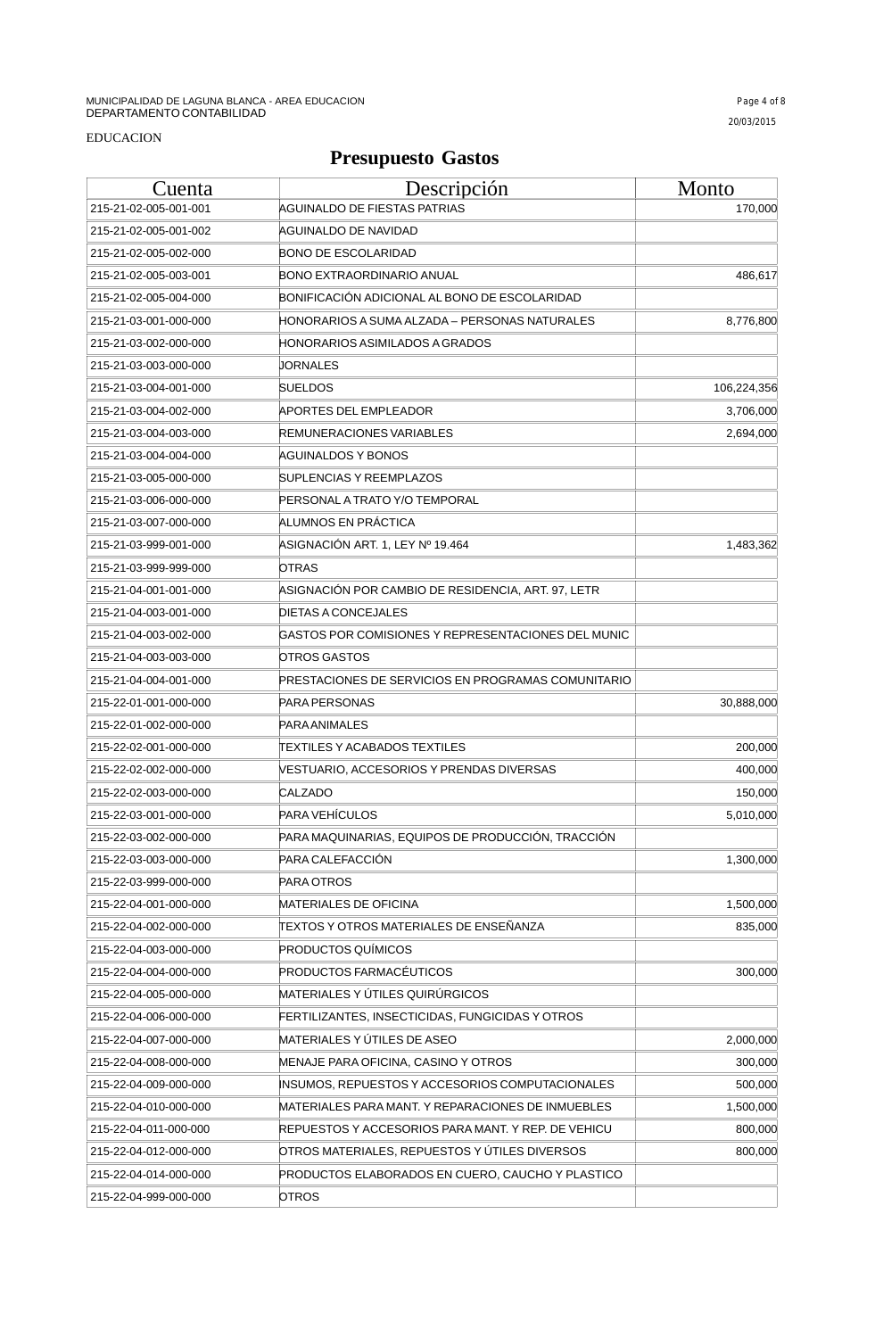MUNICIPALIDAD DE LAGUNA BLANCA - AREA EDUCACION
DEPARTAMENTO CONTABILIDAD

EDUCACION

# Presupuesto Gastos

| Cuenta | Descripción | Monto |
|---|---|---|
| 215-21-02-005-001-001 | AGUINALDO DE FIESTAS PATRIAS | 170,000 |
| 215-21-02-005-001-002 | AGUINALDO DE NAVIDAD | |
| 215-21-02-005-002-000 | BONO DE ESCOLARIDAD | |
| 215-21-02-005-003-001 | BONO EXTRAORDINARIO ANUAL | 486,617 |
| 215-21-02-005-004-000 | BONIFICACIÓN ADICIONAL AL BONO DE ESCOLARIDAD | |
| 215-21-03-001-000-000 | HONORARIOS A SUMA ALZADA – PERSONAS NATURALES | 8,776,800 |
| 215-21-03-002-000-000 | HONORARIOS ASIMILADOS A GRADOS | |
| 215-21-03-003-000-000 | JORNALES | |
| 215-21-03-004-001-000 | SUELDOS | 106,224,356 |
| 215-21-03-004-002-000 | APORTES DEL EMPLEADOR | 3,706,000 |
| 215-21-03-004-003-000 | REMUNERACIONES VARIABLES | 2,694,000 |
| 215-21-03-004-004-000 | AGUINALDOS Y BONOS | |
| 215-21-03-005-000-000 | SUPLENCIAS Y REEMPLAZOS | |
| 215-21-03-006-000-000 | PERSONAL A TRATO Y/O TEMPORAL | |
| 215-21-03-007-000-000 | ALUMNOS EN PRÁCTICA | |
| 215-21-03-999-001-000 | ASIGNACIÓN ART. 1, LEY Nº 19.464 | 1,483,362 |
| 215-21-03-999-999-000 | OTRAS | |
| 215-21-04-001-001-000 | ASIGNACIÓN POR CAMBIO DE RESIDENCIA, ART. 97, LETR | |
| 215-21-04-003-001-000 | DIETAS A CONCEJALES | |
| 215-21-04-003-002-000 | GASTOS POR COMISIONES Y REPRESENTACIONES DEL MUNIC | |
| 215-21-04-003-003-000 | OTROS GASTOS | |
| 215-21-04-004-001-000 | PRESTACIONES DE SERVICIOS EN PROGRAMAS COMUNITARIO | |
| 215-22-01-001-000-000 | PARA PERSONAS | 30,888,000 |
| 215-22-01-002-000-000 | PARA ANIMALES | |
| 215-22-02-001-000-000 | TEXTILES Y ACABADOS TEXTILES | 200,000 |
| 215-22-02-002-000-000 | VESTUARIO, ACCESORIOS Y PRENDAS DIVERSAS | 400,000 |
| 215-22-02-003-000-000 | CALZADO | 150,000 |
| 215-22-03-001-000-000 | PARA VEHÍCULOS | 5,010,000 |
| 215-22-03-002-000-000 | PARA MAQUINARIAS, EQUIPOS DE PRODUCCIÓN, TRACCIÓN | |
| 215-22-03-003-000-000 | PARA CALEFACCIÓN | 1,300,000 |
| 215-22-03-999-000-000 | PARA OTROS | |
| 215-22-04-001-000-000 | MATERIALES DE OFICINA | 1,500,000 |
| 215-22-04-002-000-000 | TEXTOS Y OTROS MATERIALES DE ENSEÑANZA | 835,000 |
| 215-22-04-003-000-000 | PRODUCTOS QUÍMICOS | |
| 215-22-04-004-000-000 | PRODUCTOS FARMACÉUTICOS | 300,000 |
| 215-22-04-005-000-000 | MATERIALES Y ÚTILES QUIRÚRGICOS | |
| 215-22-04-006-000-000 | FERTILIZANTES, INSECTICIDAS, FUNGICIDAS Y OTROS | |
| 215-22-04-007-000-000 | MATERIALES Y ÚTILES DE ASEO | 2,000,000 |
| 215-22-04-008-000-000 | MENAJE PARA OFICINA, CASINO Y OTROS | 300,000 |
| 215-22-04-009-000-000 | INSUMOS, REPUESTOS Y ACCESORIOS COMPUTACIONALES | 500,000 |
| 215-22-04-010-000-000 | MATERIALES PARA MANT. Y REPARACIONES DE INMUEBLES | 1,500,000 |
| 215-22-04-011-000-000 | REPUESTOS Y ACCESORIOS PARA MANT. Y REP. DE VEHICU | 800,000 |
| 215-22-04-012-000-000 | OTROS MATERIALES, REPUESTOS Y ÚTILES DIVERSOS | 800,000 |
| 215-22-04-014-000-000 | PRODUCTOS ELABORADOS EN CUERO, CAUCHO Y PLASTICO | |
| 215-22-04-999-000-000 | OTROS | |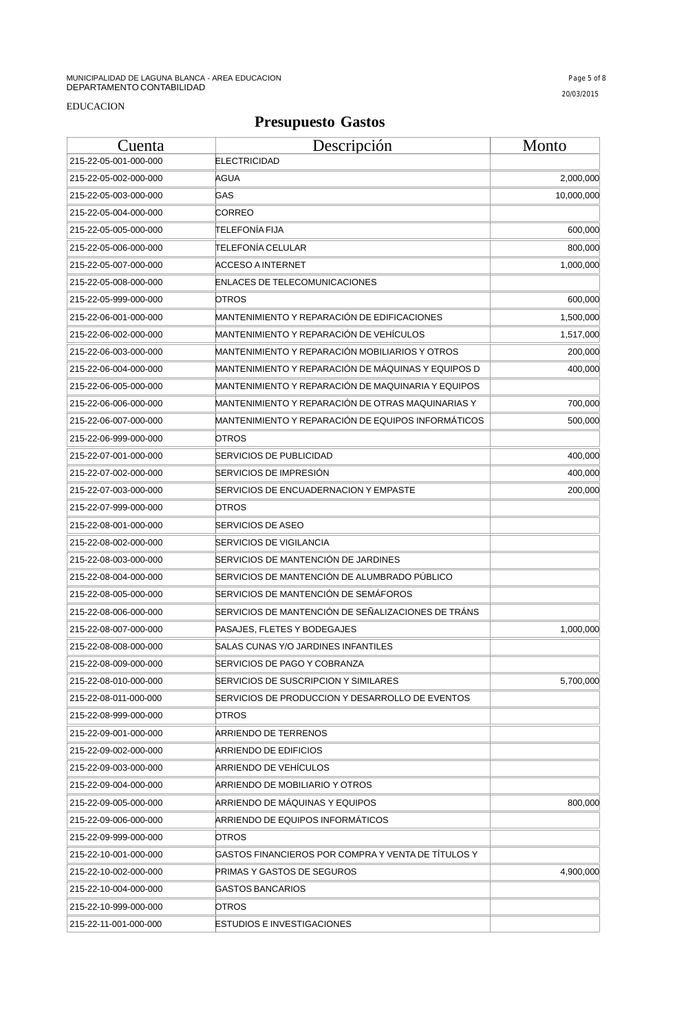MUNICIPALIDAD DE LAGUNA BLANCA - AREA EDUCACION
DEPARTAMENTO CONTABILIDAD

20/03/2015

EDUCACION

# Presupuesto Gastos

| Cuenta | Descripción | Monto |
|---|---|---|
| 215-22-05-001-000-000 | ELECTRICIDAD | |
| 215-22-05-002-000-000 | AGUA | 2,000,000 |
| 215-22-05-003-000-000 | GAS | 10,000,000 |
| 215-22-05-004-000-000 | CORREO | |
| 215-22-05-005-000-000 | TELEFONÍA FIJA | 600,000 |
| 215-22-05-006-000-000 | TELEFONÍA CELULAR | 800,000 |
| 215-22-05-007-000-000 | ACCESO A INTERNET | 1,000,000 |
| 215-22-05-008-000-000 | ENLACES DE TELECOMUNICACIONES | |
| 215-22-05-999-000-000 | OTROS | 600,000 |
| 215-22-06-001-000-000 | MANTENIMIENTO Y REPARACIÓN DE EDIFICACIONES | 1,500,000 |
| 215-22-06-002-000-000 | MANTENIMIENTO Y REPARACIÓN DE VEHÍCULOS | 1,517,000 |
| 215-22-06-003-000-000 | MANTENIMIENTO Y REPARACIÓN MOBILIARIOS Y OTROS | 200,000 |
| 215-22-06-004-000-000 | MANTENIMIENTO Y REPARACIÓN DE MÁQUINAS Y EQUIPOS D | 400,000 |
| 215-22-06-005-000-000 | MANTENIMIENTO Y REPARACIÓN DE MAQUINARIA Y EQUIPOS | |
| 215-22-06-006-000-000 | MANTENIMIENTO Y REPARACIÓN DE OTRAS MAQUINARIAS Y | 700,000 |
| 215-22-06-007-000-000 | MANTENIMIENTO Y REPARACIÓN DE EQUIPOS INFORMÁTICOS | 500,000 |
| 215-22-06-999-000-000 | OTROS | |
| 215-22-07-001-000-000 | SERVICIOS DE PUBLICIDAD | 400,000 |
| 215-22-07-002-000-000 | SERVICIOS DE IMPRESIÓN | 400,000 |
| 215-22-07-003-000-000 | SERVICIOS DE ENCUADERNACION Y EMPASTE | 200,000 |
| 215-22-07-999-000-000 | OTROS | |
| 215-22-08-001-000-000 | SERVICIOS DE ASEO | |
| 215-22-08-002-000-000 | SERVICIOS DE VIGILANCIA | |
| 215-22-08-003-000-000 | SERVICIOS DE MANTENCIÓN DE JARDINES | |
| 215-22-08-004-000-000 | SERVICIOS DE MANTENCIÓN DE ALUMBRADO PÚBLICO | |
| 215-22-08-005-000-000 | SERVICIOS DE MANTENCIÓN DE SEMÁFOROS | |
| 215-22-08-006-000-000 | SERVICIOS DE MANTENCIÓN DE SEÑALIZACIONES DE TRÁNS | |
| 215-22-08-007-000-000 | PASAJES, FLETES Y BODEGAJES | 1,000,000 |
| 215-22-08-008-000-000 | SALAS CUNAS Y/O JARDINES INFANTILES | |
| 215-22-08-009-000-000 | SERVICIOS DE PAGO Y COBRANZA | |
| 215-22-08-010-000-000 | SERVICIOS DE SUSCRIPCION Y SIMILARES | 5,700,000 |
| 215-22-08-011-000-000 | SERVICIOS DE PRODUCCION Y DESARROLLO DE EVENTOS | |
| 215-22-08-999-000-000 | OTROS | |
| 215-22-09-001-000-000 | ARRIENDO DE TERRENOS | |
| 215-22-09-002-000-000 | ARRIENDO DE EDIFICIOS | |
| 215-22-09-003-000-000 | ARRIENDO DE VEHÍCULOS | |
| 215-22-09-004-000-000 | ARRIENDO DE MOBILIARIO Y OTROS | |
| 215-22-09-005-000-000 | ARRIENDO DE MÁQUINAS Y EQUIPOS | 800,000 |
| 215-22-09-006-000-000 | ARRIENDO DE EQUIPOS INFORMÁTICOS | |
| 215-22-09-999-000-000 | OTROS | |
| 215-22-10-001-000-000 | GASTOS FINANCIEROS POR COMPRA Y VENTA DE TÍTULOS Y | |
| 215-22-10-002-000-000 | PRIMAS Y GASTOS DE SEGUROS | 4,900,000 |
| 215-22-10-004-000-000 | GASTOS BANCARIOS | |
| 215-22-10-999-000-000 | OTROS | |
| 215-22-11-001-000-000 | ESTUDIOS E INVESTIGACIONES | |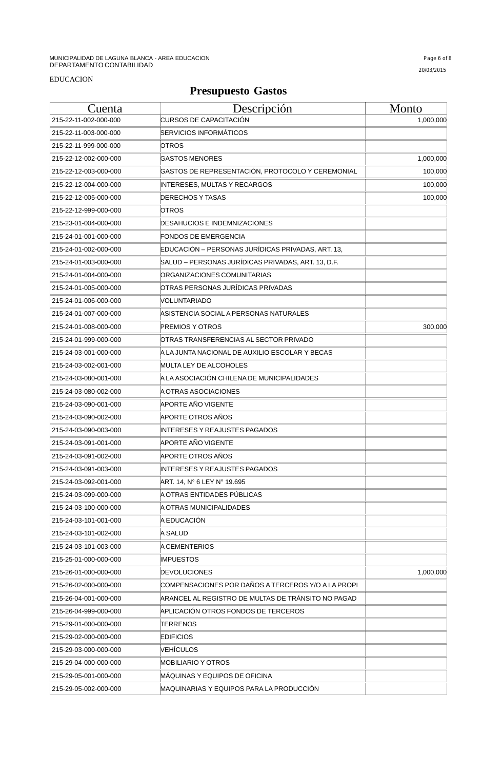EDUCACION

# Presupuesto Gastos

| Cuenta | Descripción | Monto |
|---|---|---|
| 215-22-11-002-000-000 | CURSOS DE CAPACITACIÓN | 1,000,000 |
| 215-22-11-003-000-000 | SERVICIOS INFORMÁTICOS | |
| 215-22-11-999-000-000 | OTROS | |
| 215-22-12-002-000-000 | GASTOS MENORES | 1,000,000 |
| 215-22-12-003-000-000 | GASTOS DE REPRESENTACIÓN, PROTOCOLO Y CEREMONIAL | 100,000 |
| 215-22-12-004-000-000 | INTERESES, MULTAS Y RECARGOS | 100,000 |
| 215-22-12-005-000-000 | DERECHOS Y TASAS | 100,000 |
| 215-22-12-999-000-000 | OTROS | |
| 215-23-01-004-000-000 | DESAHUCIOS E INDEMNIZACIONES | |
| 215-24-01-001-000-000 | FONDOS DE EMERGENCIA | |
| 215-24-01-002-000-000 | EDUCACIÓN – PERSONAS JURÍDICAS PRIVADAS, ART. 13, | |
| 215-24-01-003-000-000 | SALUD – PERSONAS JURÍDICAS PRIVADAS, ART. 13, D.F. | |
| 215-24-01-004-000-000 | ORGANIZACIONES COMUNITARIAS | |
| 215-24-01-005-000-000 | OTRAS PERSONAS JURÍDICAS PRIVADAS | |
| 215-24-01-006-000-000 | VOLUNTARIADO | |
| 215-24-01-007-000-000 | ASISTENCIA SOCIAL A PERSONAS NATURALES | |
| 215-24-01-008-000-000 | PREMIOS Y OTROS | 300,000 |
| 215-24-01-999-000-000 | OTRAS TRANSFERENCIAS AL SECTOR PRIVADO | |
| 215-24-03-001-000-000 | A LA JUNTA NACIONAL DE AUXILIO ESCOLAR Y BECAS | |
| 215-24-03-002-001-000 | MULTA LEY DE ALCOHOLES | |
| 215-24-03-080-001-000 | A LA ASOCIACIÓN CHILENA DE MUNICIPALIDADES | |
| 215-24-03-080-002-000 | A OTRAS ASOCIACIONES | |
| 215-24-03-090-001-000 | APORTE AÑO VIGENTE | |
| 215-24-03-090-002-000 | APORTE OTROS AÑOS | |
| 215-24-03-090-003-000 | INTERESES Y REAJUSTES PAGADOS | |
| 215-24-03-091-001-000 | APORTE AÑO VIGENTE | |
| 215-24-03-091-002-000 | APORTE OTROS AÑOS | |
| 215-24-03-091-003-000 | INTERESES Y REAJUSTES PAGADOS | |
| 215-24-03-092-001-000 | ART. 14, N° 6 LEY N° 19.695 | |
| 215-24-03-099-000-000 | A OTRAS ENTIDADES PÚBLICAS | |
| 215-24-03-100-000-000 | A OTRAS MUNICIPALIDADES | |
| 215-24-03-101-001-000 | A EDUCACIÓN | |
| 215-24-03-101-002-000 | A SALUD | |
| 215-24-03-101-003-000 | A CEMENTERIOS | |
| 215-25-01-000-000-000 | IMPUESTOS | |
| 215-26-01-000-000-000 | DEVOLUCIONES | 1,000,000 |
| 215-26-02-000-000-000 | COMPENSACIONES POR DAÑOS A TERCEROS Y/O A LA PROPI | |
| 215-26-04-001-000-000 | ARANCEL AL REGISTRO DE MULTAS DE TRÁNSITO NO PAGAD | |
| 215-26-04-999-000-000 | APLICACIÓN OTROS FONDOS DE TERCEROS | |
| 215-29-01-000-000-000 | TERRENOS | |
| 215-29-02-000-000-000 | EDIFICIOS | |
| 215-29-03-000-000-000 | VEHÍCULOS | |
| 215-29-04-000-000-000 | MOBILIARIO Y OTROS | |
| 215-29-05-001-000-000 | MÁQUINAS Y EQUIPOS DE OFICINA | |
| 215-29-05-002-000-000 | MAQUINARIAS Y EQUIPOS PARA LA PRODUCCIÓN | |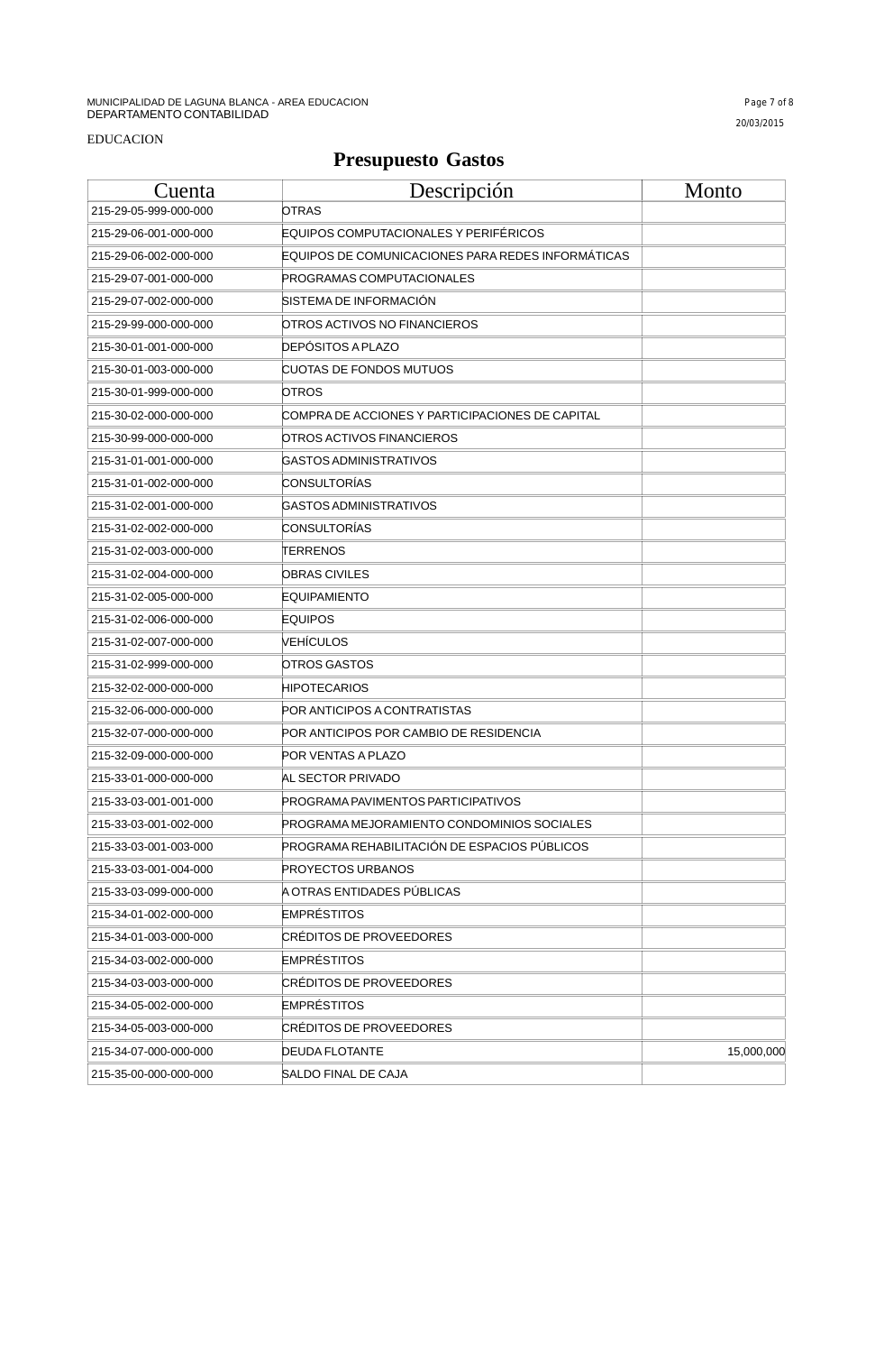MUNICIPALIDAD DE LAGUNA BLANCA - AREA EDUCACION
DEPARTAMENTO CONTABILIDAD

20/03/2015

EDUCACION

# Presupuesto Gastos

| Cuenta | Descripción | Monto |
|---|---|---|
| 215-29-05-999-000-000 | OTRAS | |
| 215-29-06-001-000-000 | EQUIPOS COMPUTACIONALES Y PERIFÉRICOS | |
| 215-29-06-002-000-000 | EQUIPOS DE COMUNICACIONES PARA REDES INFORMÁTICAS | |
| 215-29-07-001-000-000 | PROGRAMAS COMPUTACIONALES | |
| 215-29-07-002-000-000 | SISTEMA DE INFORMACIÓN | |
| 215-29-99-000-000-000 | OTROS ACTIVOS NO FINANCIEROS | |
| 215-30-01-001-000-000 | DEPÓSITOS A PLAZO | |
| 215-30-01-003-000-000 | CUOTAS DE FONDOS MUTUOS | |
| 215-30-01-999-000-000 | OTROS | |
| 215-30-02-000-000-000 | COMPRA DE ACCIONES Y PARTICIPACIONES DE CAPITAL | |
| 215-30-99-000-000-000 | OTROS ACTIVOS FINANCIEROS | |
| 215-31-01-001-000-000 | GASTOS ADMINISTRATIVOS | |
| 215-31-01-002-000-000 | CONSULTORÍAS | |
| 215-31-02-001-000-000 | GASTOS ADMINISTRATIVOS | |
| 215-31-02-002-000-000 | CONSULTORÍAS | |
| 215-31-02-003-000-000 | TERRENOS | |
| 215-31-02-004-000-000 | OBRAS CIVILES | |
| 215-31-02-005-000-000 | EQUIPAMIENTO | |
| 215-31-02-006-000-000 | EQUIPOS | |
| 215-31-02-007-000-000 | VEHÍCULOS | |
| 215-31-02-999-000-000 | OTROS GASTOS | |
| 215-32-02-000-000-000 | HIPOTECARIOS | |
| 215-32-06-000-000-000 | POR ANTICIPOS A CONTRATISTAS | |
| 215-32-07-000-000-000 | POR ANTICIPOS POR CAMBIO DE RESIDENCIA | |
| 215-32-09-000-000-000 | POR VENTAS A PLAZO | |
| 215-33-01-000-000-000 | AL SECTOR PRIVADO | |
| 215-33-03-001-001-000 | PROGRAMA PAVIMENTOS PARTICIPATIVOS | |
| 215-33-03-001-002-000 | PROGRAMA MEJORAMIENTO CONDOMINIOS SOCIALES | |
| 215-33-03-001-003-000 | PROGRAMA REHABILITACIÓN DE ESPACIOS PÚBLICOS | |
| 215-33-03-001-004-000 | PROYECTOS URBANOS | |
| 215-33-03-099-000-000 | A OTRAS ENTIDADES PÚBLICAS | |
| 215-34-01-002-000-000 | EMPRÉSTITOS | |
| 215-34-01-003-000-000 | CRÉDITOS DE PROVEEDORES | |
| 215-34-03-002-000-000 | EMPRÉSTITOS | |
| 215-34-03-003-000-000 | CRÉDITOS DE PROVEEDORES | |
| 215-34-05-002-000-000 | EMPRÉSTITOS | |
| 215-34-05-003-000-000 | CRÉDITOS DE PROVEEDORES | |
| 215-34-07-000-000-000 | DEUDA FLOTANTE | 15,000,000 |
| 215-35-00-000-000-000 | SALDO FINAL DE CAJA | |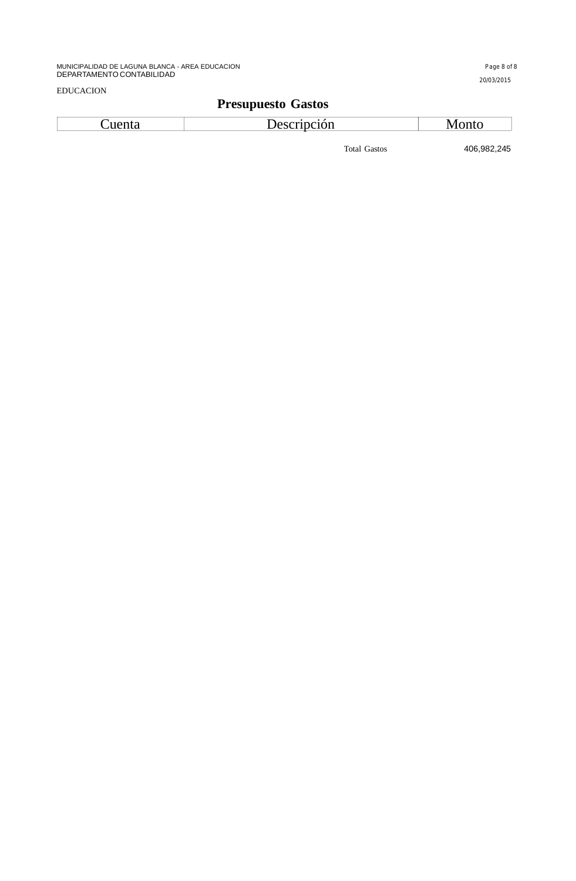EDUCACION

## Presupuesto Gastos

| Cuenta | Descripción | Monto |
|---|---|---|
| | Total Gastos | 406,982,245 |